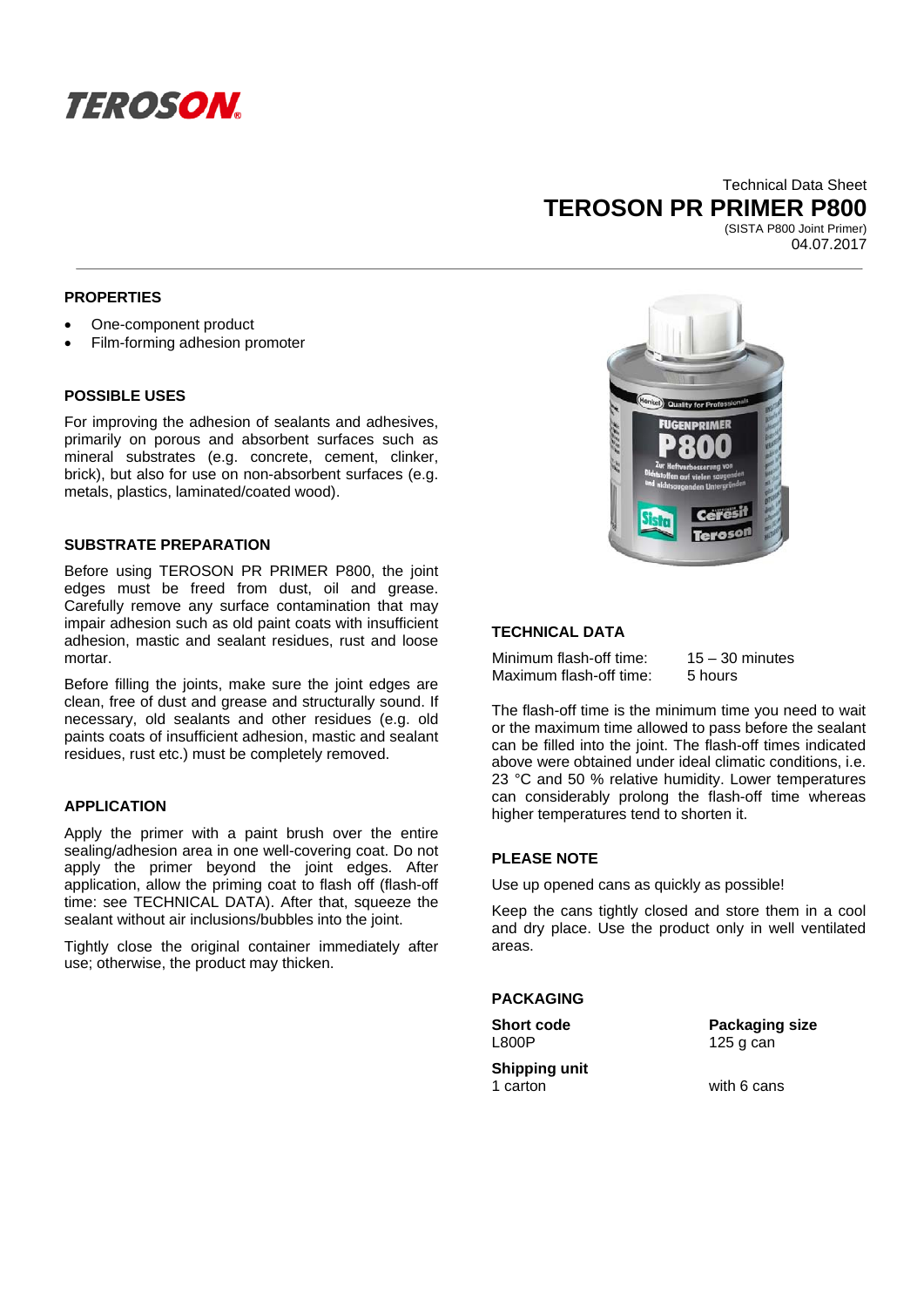TEROSON

Technical Data Sheet

# TEROSON PR PRIMER P800

(SISTA P800 Joint Primer)

04.07.2017

## PROPERTIES

- One-component product
- Film-forming adhesion promoter

## POSSIBLE USES

For improving the adhesion of sealants and adhesives, primarily on porous and absorbent surfaces such as mineral substrates (e.g. concrete, cement, clinker, brick), but also for use on non-absorbent surfaces (e.g. metals, plastics, laminated/coated wood).

## SUBSTRATE PREPARATION

Before using TEROSON PR PRIMER P800, the joint edges must be freed from dust, oil and grease. Carefully remove any surface contamination that may impair adhesion such as old paint coats with insufficient adhesion, mastic and sealant residues, rust and loose mortar.

Before filling the joints, make sure the joint edges are clean, free of dust and grease and structurally sound. If necessary, old sealants and other residues (e.g. old paints coats of insufficient adhesion, mastic and sealant residues, rust etc.) must be completely removed.

## APPLICATION

Apply the primer with a paint brush over the entire sealing/adhesion area in one well-covering coat. Do not apply the primer beyond the joint edges. After application, allow the priming coat to flash off (flash-off time: see TECHNICAL DATA). After that, squeeze the sealant without air inclusions/bubbles into the joint.

Tightly close the original container immediately after use; otherwise, the product may thicken.

## TECHNICAL DATA

| | |
|---|---|
| Minimum flash-off time: | 15 – 30 minutes |
| Maximum flash-off time: | 5 hours |

The flash-off time is the minimum time you need to wait or the maximum time allowed to pass before the sealant can be filled into the joint. The flash-off times indicated above were obtained under ideal climatic conditions, i.e. 23 °C and 50 % relative humidity. Lower temperatures can considerably prolong the flash-off time whereas higher temperatures tend to shorten it.

## PLEASE NOTE

Use up opened cans as quickly as possible!

Keep the cans tightly closed and store them in a cool and dry place. Use the product only in well ventilated areas.

## PACKAGING

| Short code | Packaging size |
|---|---|
| L800P | 125 g can |
| **Shipping unit** | |
| 1 carton | with 6 cans |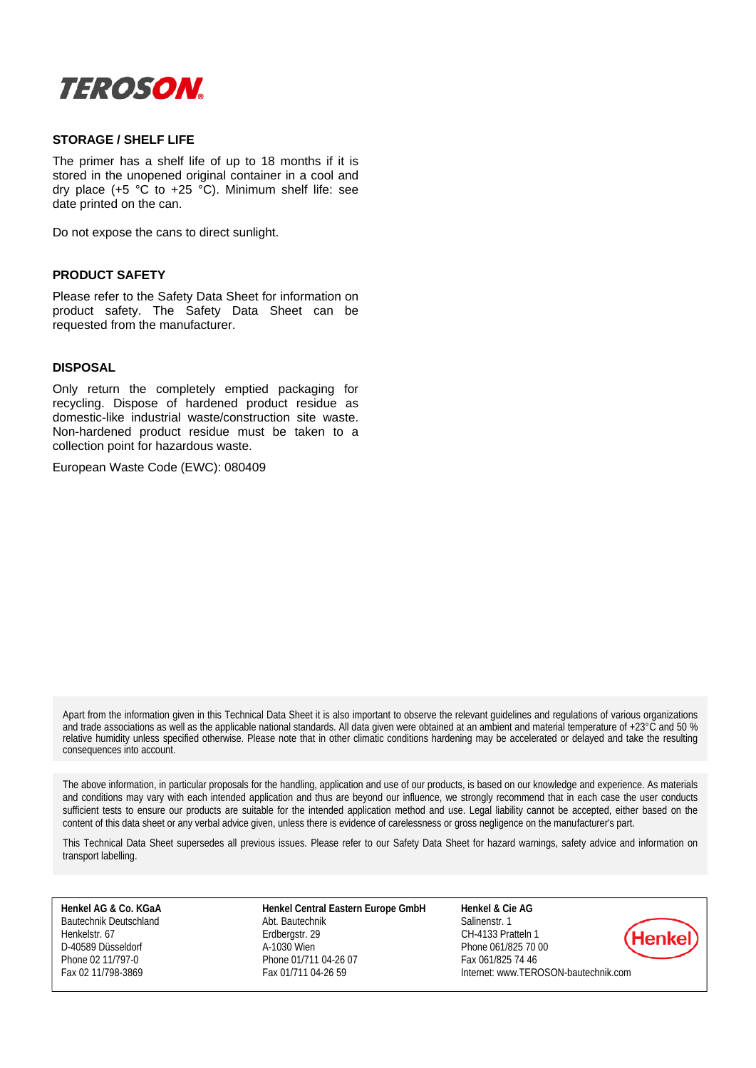## STORAGE / SHELF LIFE

The primer has a shelf life of up to 18 months if it is stored in the unopened original container in a cool and dry place (+5 °C to +25 °C). Minimum shelf life: see date printed on the can.

Do not expose the cans to direct sunlight.

## PRODUCT SAFETY

Please refer to the Safety Data Sheet for information on product safety. The Safety Data Sheet can be requested from the manufacturer.

## DISPOSAL

Only return the completely emptied packaging for recycling. Dispose of hardened product residue as domestic-like industrial waste/construction site waste. Non-hardened product residue must be taken to a collection point for hazardous waste.

European Waste Code (EWC): 080409

Apart from the information given in this Technical Data Sheet it is also important to observe the relevant guidelines and regulations of various organizations and trade associations as well as the applicable national standards. All data given were obtained at an ambient and material temperature of +23°C and 50 % relative humidity unless specified otherwise. Please note that in other climatic conditions hardening may be accelerated or delayed and take the resulting consequences into account.

The above information, in particular proposals for the handling, application and use of our products, is based on our knowledge and experience. As materials and conditions may vary with each intended application and thus are beyond our influence, we strongly recommend that in each case the user conducts sufficient tests to ensure our products are suitable for the intended application method and use. Legal liability cannot be accepted, either based on the content of this data sheet or any verbal advice given, unless there is evidence of carelessness or gross negligence on the manufacturer's part.

This Technical Data Sheet supersedes all previous issues. Please refer to our Safety Data Sheet for hazard warnings, safety advice and information on transport labelling.

**Henkel AG & Co. KGaA**
Bautechnik Deutschland
Henkelstr. 67
D-40589 Düsseldorf
Phone 02 11/797-0
Fax 02 11/798-3869

**Henkel Central Eastern Europe GmbH**
Abt. Bautechnik
Erdbergstr. 29
A-1030 Wien
Phone 01/711 04-26 07
Fax 01/711 04-26 59

**Henkel & Cie AG**
Salinenstr. 1
CH-4133 Pratteln 1
Phone 061/825 70 00
Fax 061/825 74 46
Internet: www.TEROSON-bautechnik.com